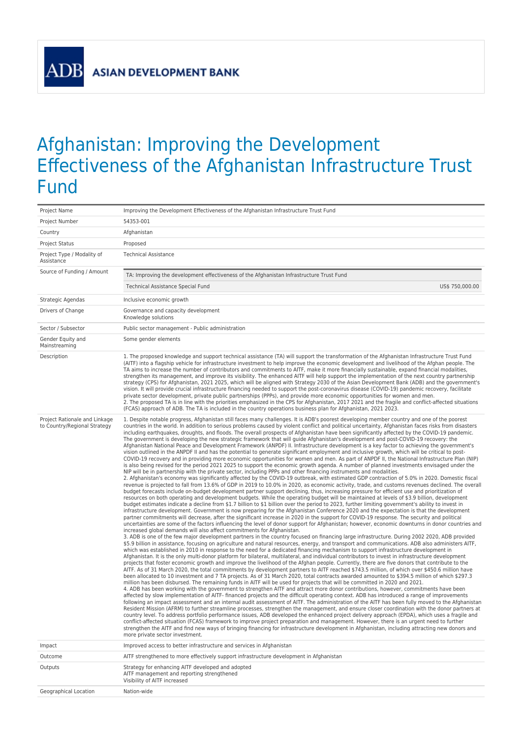ADB ASIAN DEVELOPMENT BANK

# Afghanistan: Improving the Development Effectiveness of the Afghanistan Infrastructure Trust Fund

| | |
|---|---|
| Project Name | Improving the Development Effectiveness of the Afghanistan Infrastructure Trust Fund |
| Project Number | 54353-001 |
| Country | Afghanistan |
| Project Status | Proposed |
| Project Type / Modality of Assistance | Technical Assistance |
| Source of Funding / Amount | TA: Improving the development effectiveness of the Afghanistan Infrastructure Trust Fund<br>Technical Assistance Special Fund — US$ 750,000.00 |
| Strategic Agendas | Inclusive economic growth |
| Drivers of Change | Governance and capacity development<br>Knowledge solutions |
| Sector / Subsector | Public sector management - Public administration |
| Gender Equity and Mainstreaming | Some gender elements |
| Description | 1. The proposed knowledge and support technical assistance (TA) will support the transformation of the Afghanistan Infrastructure Trust Fund (AITF) into a flagship vehicle for infrastructure investment to help improve the economic development and livelihood of the Afghan people. The TA aims to increase the number of contributors and commitments to AITF, make it more financially sustainable, expand financial modalities, strengthen its management, and improve its visibility. The enhanced AITF will help support the implementation of the next country partnership strategy (CPS) for Afghanistan, 2021 2025, which will be aligned with Strategy 2030 of the Asian Development Bank (ADB) and the government's vision. It will provide crucial infrastructure financing needed to support the post-coronavirus disease (COVID-19) pandemic recovery, facilitate private sector development, private public partnerships (PPPs), and provide more economic opportunities for women and men.<br>2. The proposed TA is in line with the priorities emphasized in the CPS for Afghanistan, 2017 2021 and the fragile and conflict-affected situations (FCAS) approach of ADB. The TA is included in the country operations business plan for Afghanistan, 2021 2023. |
| Project Rationale and Linkage to Country/Regional Strategy | 1. Despite notable progress, Afghanistan still faces many challenges. It is ADB's poorest developing member country and one of the poorest countries in the world. In addition to serious problems caused by violent conflict and political uncertainty, Afghanistan faces risks from disasters including earthquakes, droughts, and floods. The overall prospects of Afghanistan have been significantly affected by the COVID-19 pandemic. The government is developing the new strategic framework that will guide Afghanistan's development and post-COVID-19 recovery: the Afghanistan National Peace and Development Framework (ANPDF) II. Infrastructure development is a key factor to achieving the government's vision outlined in the ANPDF II and has the potential to generate significant employment and inclusive growth, which will be critical to post-COVID-19 recovery and in providing more economic opportunities for women and men. As part of ANPDF II, the National Infrastructure Plan (NIP) is also being revised for the period 2021 2025 to support the economic growth agenda. A number of planned investments envisaged under the NIP will be in partnership with the private sector, including PPPs and other financing instruments and modalities.<br>2. Afghanistan's economy was significantly affected by the COVID-19 outbreak, with estimated GDP contraction of 5.0% in 2020. Domestic fiscal revenue is projected to fall from 13.6% of GDP in 2019 to 10.0% in 2020, as economic activity, trade, and customs revenues declined. The overall budget forecasts include on-budget development partner support declining, thus, increasing pressure for efficient use and prioritization of resources on both operating and development budgets. While the operating budget will be maintained at levels of $3.9 billion, development budget estimates indicate a decline from $1.7 billion to $1 billion over the period to 2023, further limiting government's ability to invest in infrastructure development. Government is now preparing for the Afghanistan Conference 2020 and the expectation is that the development partner commitments will decrease, after the significant increase in 2020 in the support for COVID-19 response. The security and political uncertainties are some of the factors influencing the level of donor support for Afghanistan; however, economic downturns in donor countries and increased global demands will also affect commitments for Afghanistan.<br>3. ADB is one of the few major development partners in the country focused on financing large infrastructure. During 2002 2020, ADB provided $5.9 billion in assistance, focusing on agriculture and natural resources, energy, and transport and communications. ADB also administers AITF, which was established in 2010 in response to the need for a dedicated financing mechanism to support infrastructure development in Afghanistan. It is the only multi-donor platform for bilateral, multilateral, and individual contributors to invest in infrastructure development projects that foster economic growth and improve the livelihood of the Afghan people. Currently, there are five donors that contribute to the AITF. As of 31 March 2020, the total commitments by development partners to AITF reached $743.5 million, of which over $450.6 million have been allocated to 10 investment and 7 TA projects. As of 31 March 2020, total contracts awarded amounted to $394.5 million of which $297.3 million has been disbursed. The remaining funds in AITF will be used for projects that will be committed in 2020 and 2021.<br>4. ADB has been working with the government to strengthen AITF and attract more donor contributions, however, commitments have been affected by slow implementation of AITF- financed projects and the difficult operating context. ADB has introduced a range of improvements following an impact assessment and an internal audit assessment of AITF. The administration of the AITF has been fully moved to the Afghanistan Resident Mission (AFRM) to further streamline processes, strengthen the management, and ensure closer coordination with the donor partners at country level. To address portfolio performance issues, ADB developed the enhanced project delivery approach (EPDA), which uses a fragile and conflict-affected situation (FCAS) framework to improve project preparation and management. However, there is an urgent need to further strengthen the AITF and find new ways of bringing financing for infrastructure development in Afghanistan, including attracting new donors and more private sector investment. |
| Impact | Improved access to better infrastructure and services in Afghanistan |
| Outcome | AITF strengthened to more effectively support infrastructure development in Afghanistan |
| Outputs | Strategy for enhancing AITF developed and adopted<br>AITF management and reporting strengthened<br>Visibility of AITF increased |
| Geographical Location | Nation-wide |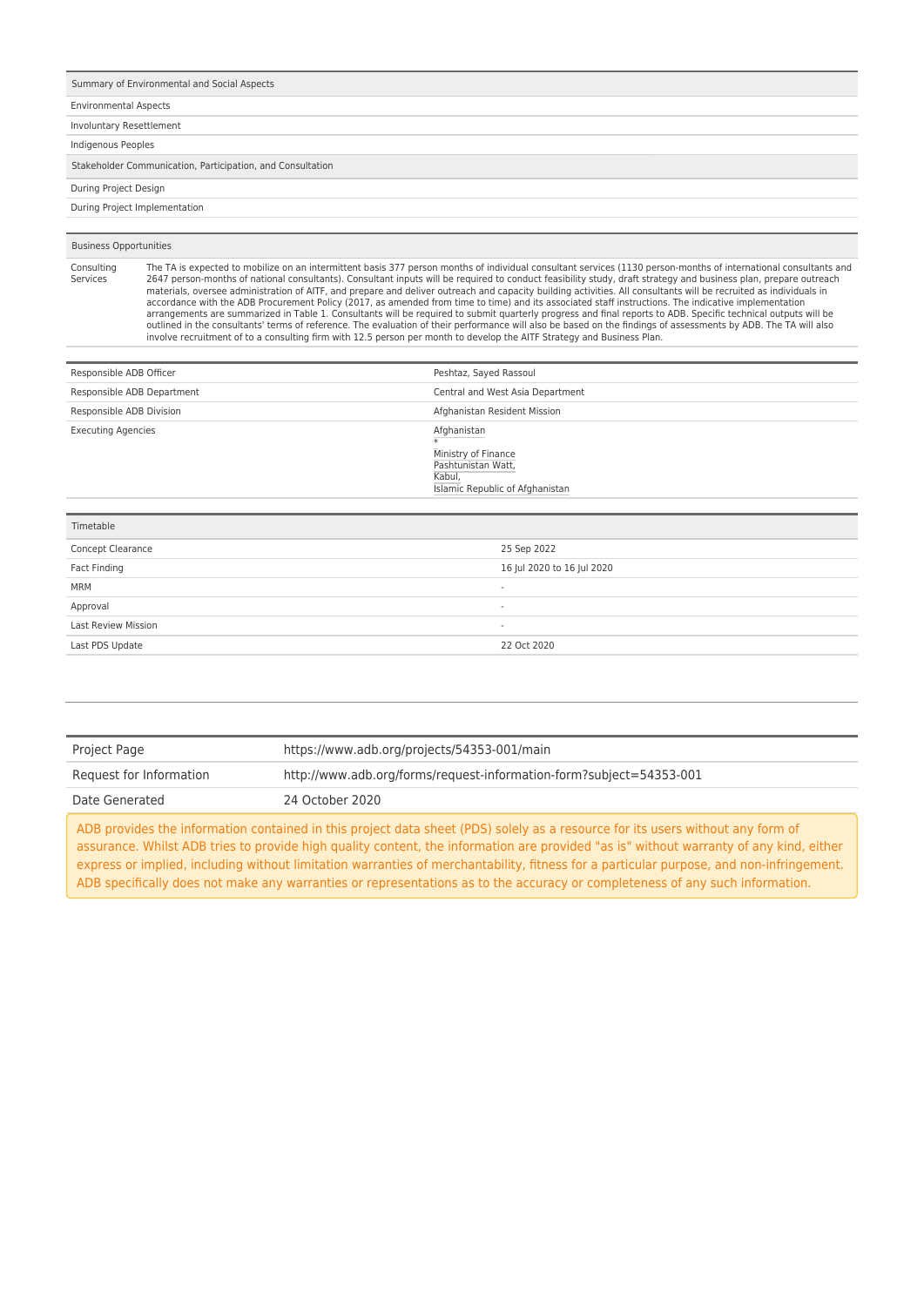| Summary of Environmental and Social Aspects | |
|---|---|
| Environmental Aspects | |
| Involuntary Resettlement | |
| Indigenous Peoples | |

| Stakeholder Communication, Participation, and Consultation | |
|---|---|
| During Project Design | |
| During Project Implementation | |

| Business Opportunities | |
|---|---|
| Consulting Services | The TA is expected to mobilize on an intermittent basis 377 person months of individual consultant services (1130 person-months of international consultants and 2647 person-months of national consultants). Consultant inputs will be required to conduct feasibility study, draft strategy and business plan, prepare outreach materials, oversee administration of AITF, and prepare and deliver outreach and capacity building activities. All consultants will be recruited as individuals in accordance with the ADB Procurement Policy (2017, as amended from time to time) and its associated staff instructions. The indicative implementation arrangements are summarized in Table 1. Consultants will be required to submit quarterly progress and final reports to ADB. Specific technical outputs will be outlined in the consultants' terms of reference. The evaluation of their performance will also be based on the findings of assessments by ADB. The TA will also involve recruitment of to a consulting firm with 12.5 person per month to develop the AITF Strategy and Business Plan. |

| | |
|---|---|
| Responsible ADB Officer | Peshtaz, Sayed Rassoul |
| Responsible ADB Department | Central and West Asia Department |
| Responsible ADB Division | Afghanistan Resident Mission |
| Executing Agencies | Afghanistan<br>*<br>Ministry of Finance<br>Pashtunistan Watt,<br>Kabul,<br>Islamic Republic of Afghanistan |

| Timetable | |
|---|---|
| Concept Clearance | 25 Sep 2022 |
| Fact Finding | 16 Jul 2020 to 16 Jul 2020 |
| MRM | - |
| Approval | - |
| Last Review Mission | - |
| Last PDS Update | 22 Oct 2020 |

| | |
|---|---|
| Project Page | https://www.adb.org/projects/54353-001/main |
| Request for Information | http://www.adb.org/forms/request-information-form?subject=54353-001 |
| Date Generated | 24 October 2020 |

ADB provides the information contained in this project data sheet (PDS) solely as a resource for its users without any form of assurance. Whilst ADB tries to provide high quality content, the information are provided "as is" without warranty of any kind, either express or implied, including without limitation warranties of merchantability, fitness for a particular purpose, and non-infringement. ADB specifically does not make any warranties or representations as to the accuracy or completeness of any such information.